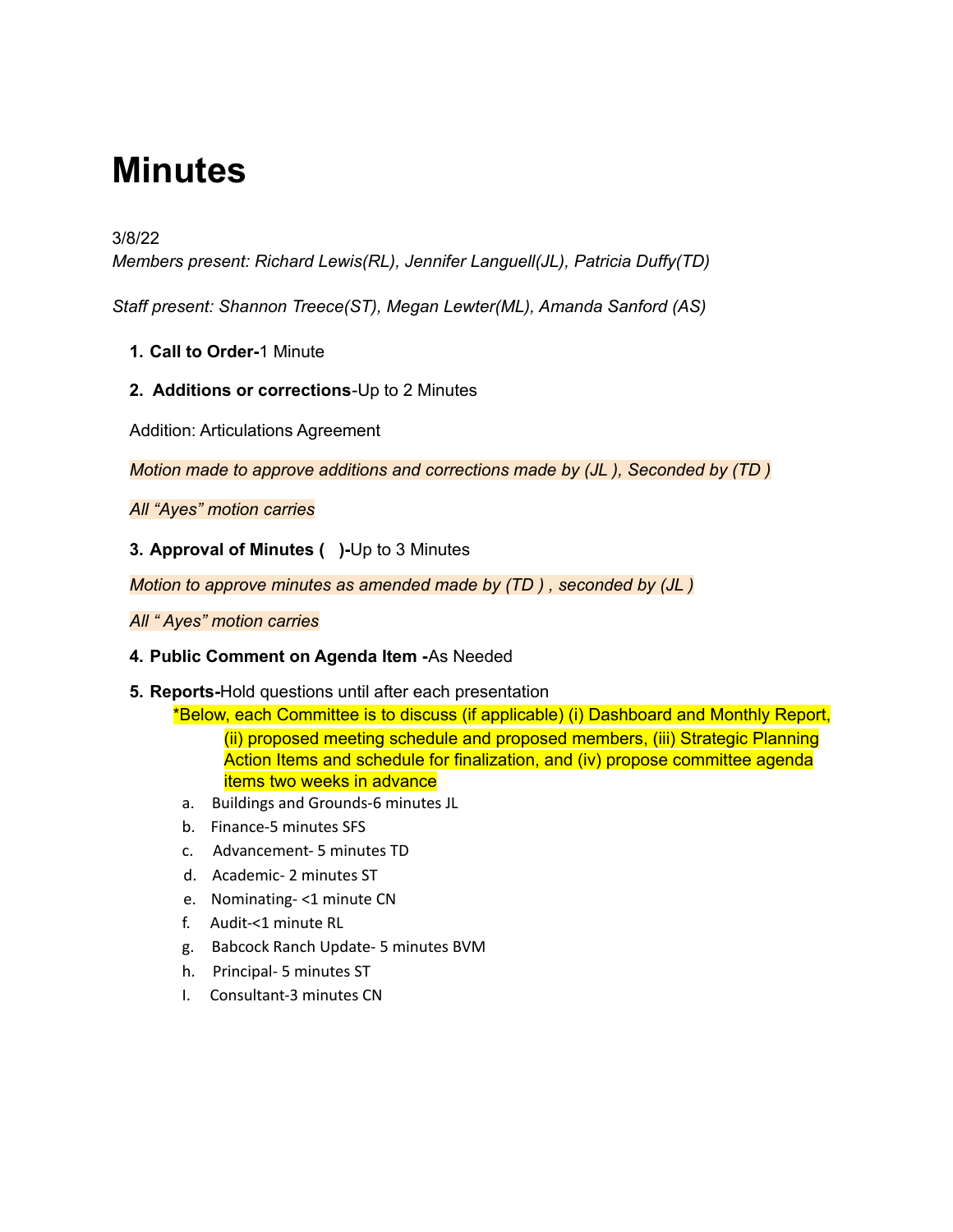# Minutes

3/8/22

*Members present: Richard Lewis(RL), Jennifer Languell(JL), Patricia Duffy(TD)*

*Staff present: Shannon Treece(ST), Megan Lewter(ML), Amanda Sanford (AS)*

1. **Call to Order-**1 Minute

2. **Additions or corrections**-Up to 2 Minutes

   Addition: Articulations Agreement

   *Motion made to approve additions and corrections made by (JL ), Seconded by (TD )*

   *All "Ayes" motion carries*

3. **Approval of Minutes (    )-**Up to 3 Minutes

   *Motion to approve minutes as amended made by (TD ) , seconded by (JL )*

   *All " Ayes" motion carries*

4. **Public Comment on Agenda Item -**As Needed

5. **Reports-**Hold questions until after each presentation

   *Below, each Committee is to discuss (if applicable) (i) Dashboard and Monthly Report, (ii) proposed meeting schedule and proposed members, (iii) Strategic Planning Action Items and schedule for finalization, and (iv) propose committee agenda items two weeks in advance

   a. Buildings and Grounds-6 minutes JL
   b. Finance-5 minutes SFS
   c. Advancement- 5 minutes TD
   d. Academic- 2 minutes ST
   e. Nominating- <1 minute CN
   f. Audit-<1 minute RL
   g. Babcock Ranch Update- 5 minutes BVM
   h. Principal- 5 minutes ST
   I. Consultant-3 minutes CN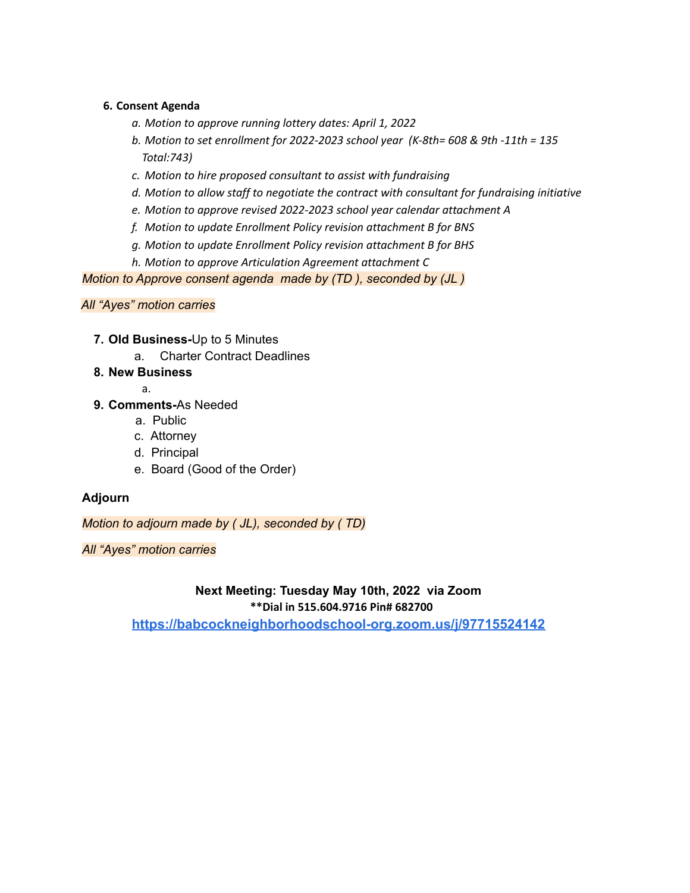6. **Consent Agenda**
   - a. *Motion to approve running lottery dates: April 1, 2022*
   - b. *Motion to set enrollment for 2022-2023 school year (K-8th= 608 & 9th -11th = 135 Total:743)*
   - c. *Motion to hire proposed consultant to assist with fundraising*
   - d. *Motion to allow staff to negotiate the contract with consultant for fundraising initiative*
   - e. *Motion to approve revised 2022-2023 school year calendar attachment A*
   - f. *Motion to update Enrollment Policy revision attachment B for BNS*
   - g. *Motion to update Enrollment Policy revision attachment B for BHS*
   - h. *Motion to approve Articulation Agreement attachment C*

*Motion to Approve consent agenda made by (TD ), seconded by (JL )*

*All "Ayes" motion carries*

7. **Old Business-**Up to 5 Minutes
   - a. Charter Contract Deadlines
8. **New Business**
   - a.
9. **Comments-**As Needed
   - a. Public
   - c. Attorney
   - d. Principal
   - e. Board (Good of the Order)

**Adjourn**

*Motion to adjourn made by ( JL), seconded by ( TD)*

*All "Ayes" motion carries*

**Next Meeting: Tuesday May 10th, 2022 via Zoom**

****Dial in 515.604.9716 Pin# 682700**

**https://babcockneighborhoodschool-org.zoom.us/j/97715524142**